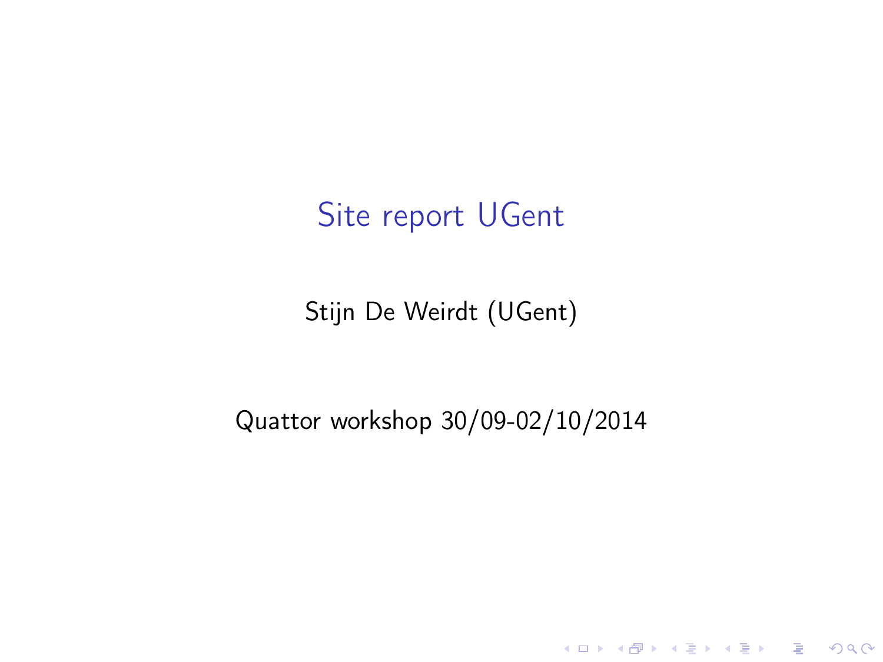# Site report UGent

Stijn De Weirdt (UGent)

Quattor workshop 30/09-02/10/2014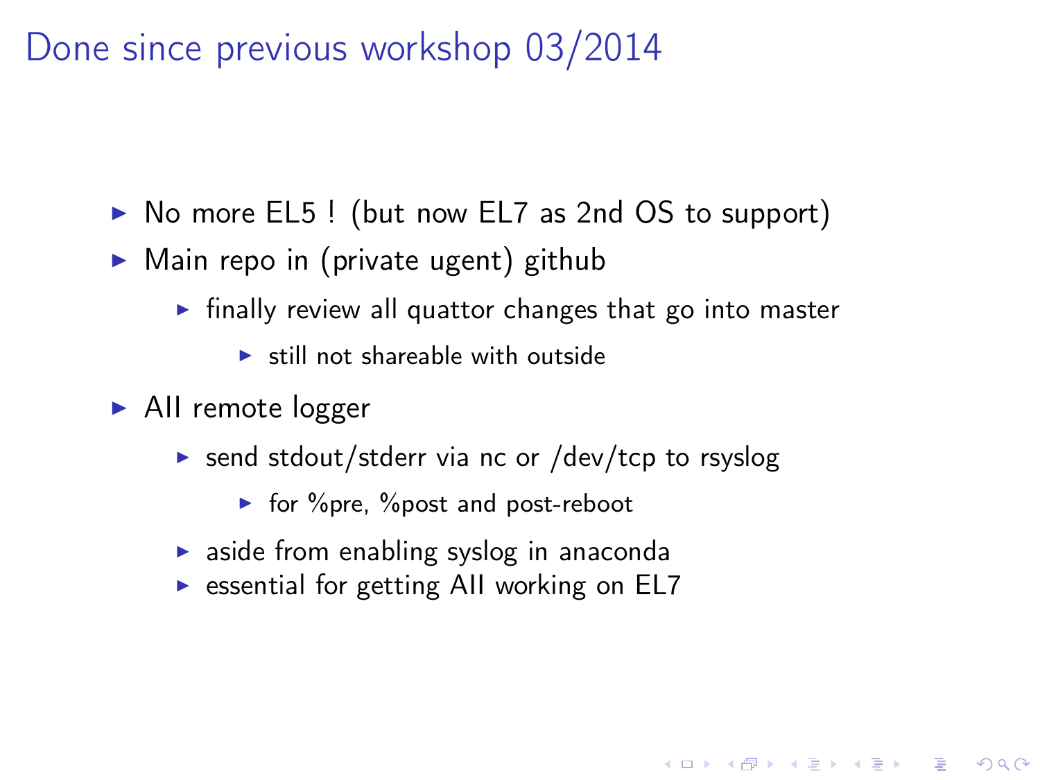# Done since previous workshop 03/2014

- No more EL5 ! (but now EL7 as 2nd OS to support)
- Main repo in (private ugent) github
  - finally review all quattor changes that go into master
    - still not shareable with outside
- AII remote logger
  - send stdout/stderr via nc or /dev/tcp to rsyslog
    - for %pre, %post and post-reboot
  - aside from enabling syslog in anaconda
  - essential for getting AII working on EL7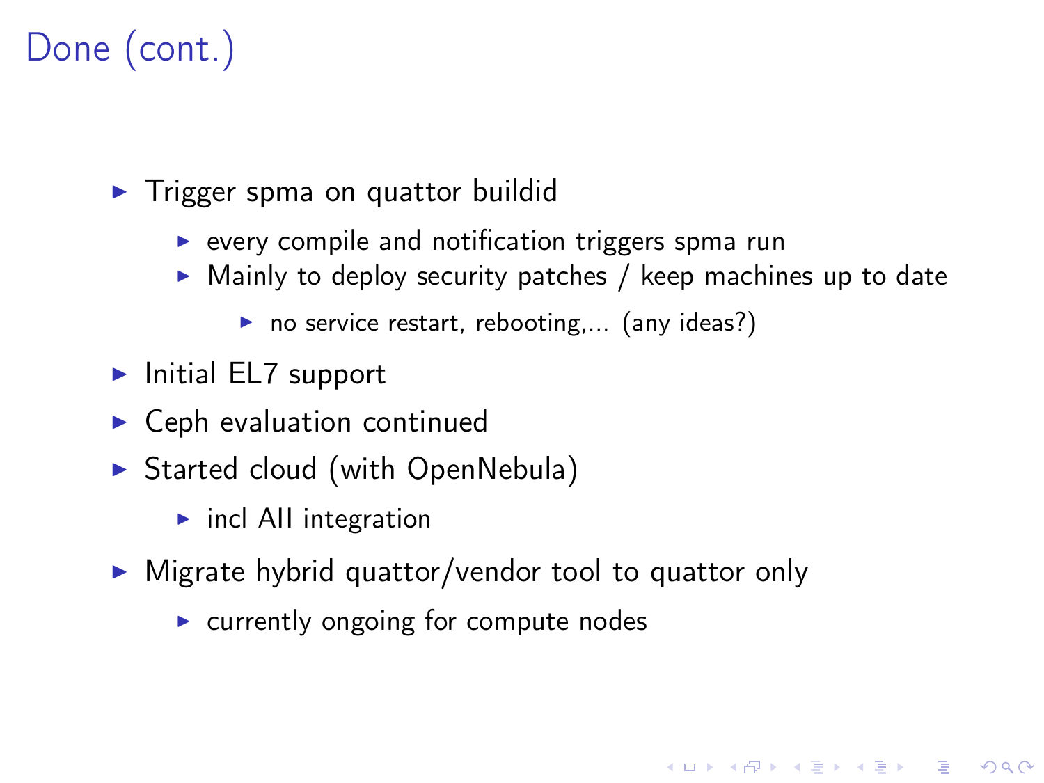# Done (cont.)

- Trigger spma on quattor buildid
  - every compile and notification triggers spma run
  - Mainly to deploy security patches / keep machines up to date
    - no service restart, rebooting,... (any ideas?)
- Initial EL7 support
- Ceph evaluation continued
- Started cloud (with OpenNebula)
  - incl AII integration
- Migrate hybrid quattor/vendor tool to quattor only
  - currently ongoing for compute nodes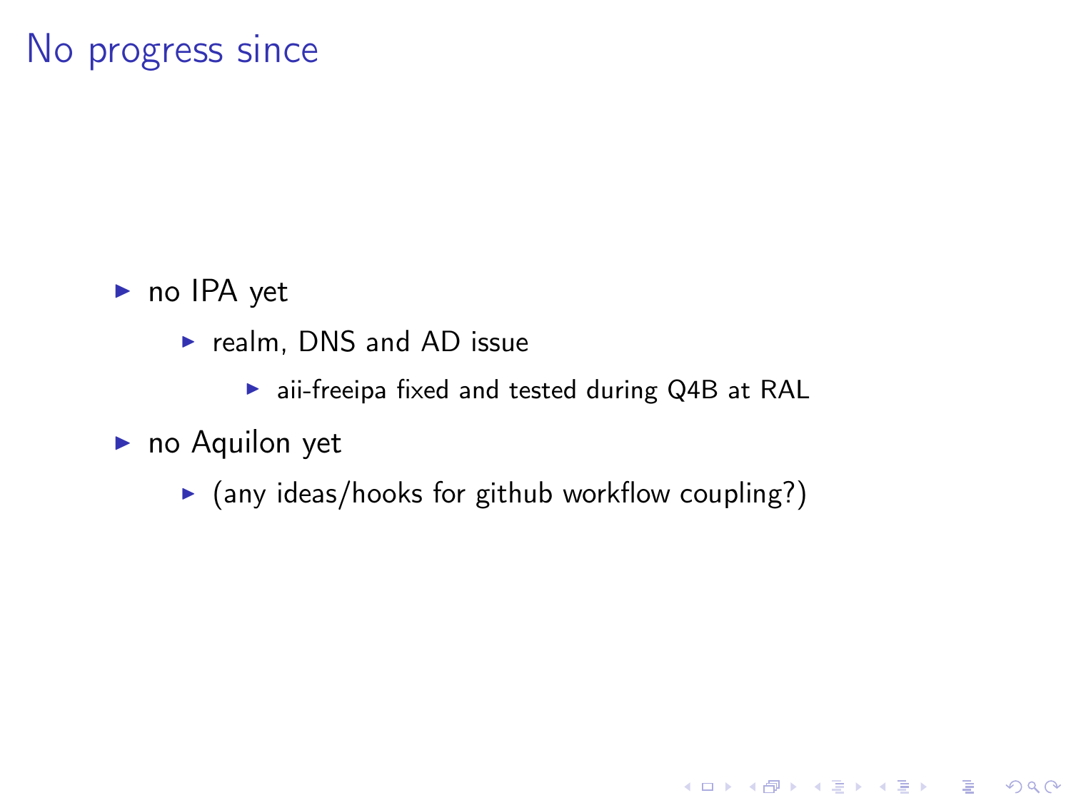# No progress since

- no IPA yet
  - realm, DNS and AD issue
    - aii-freeipa fixed and tested during Q4B at RAL
- no Aquilon yet
  - (any ideas/hooks for github workflow coupling?)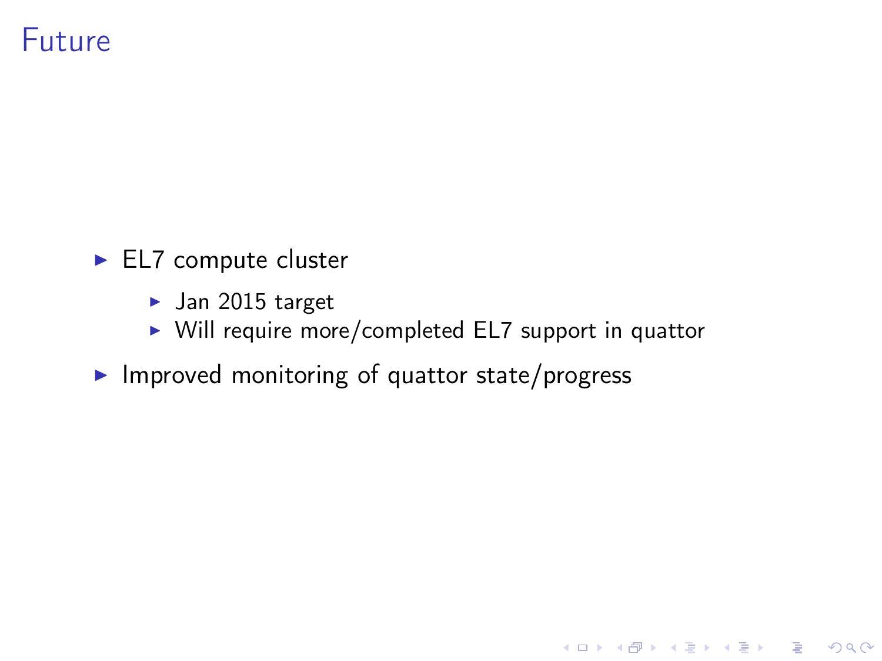# Future

- EL7 compute cluster
  - Jan 2015 target
  - Will require more/completed EL7 support in quattor
- Improved monitoring of quattor state/progress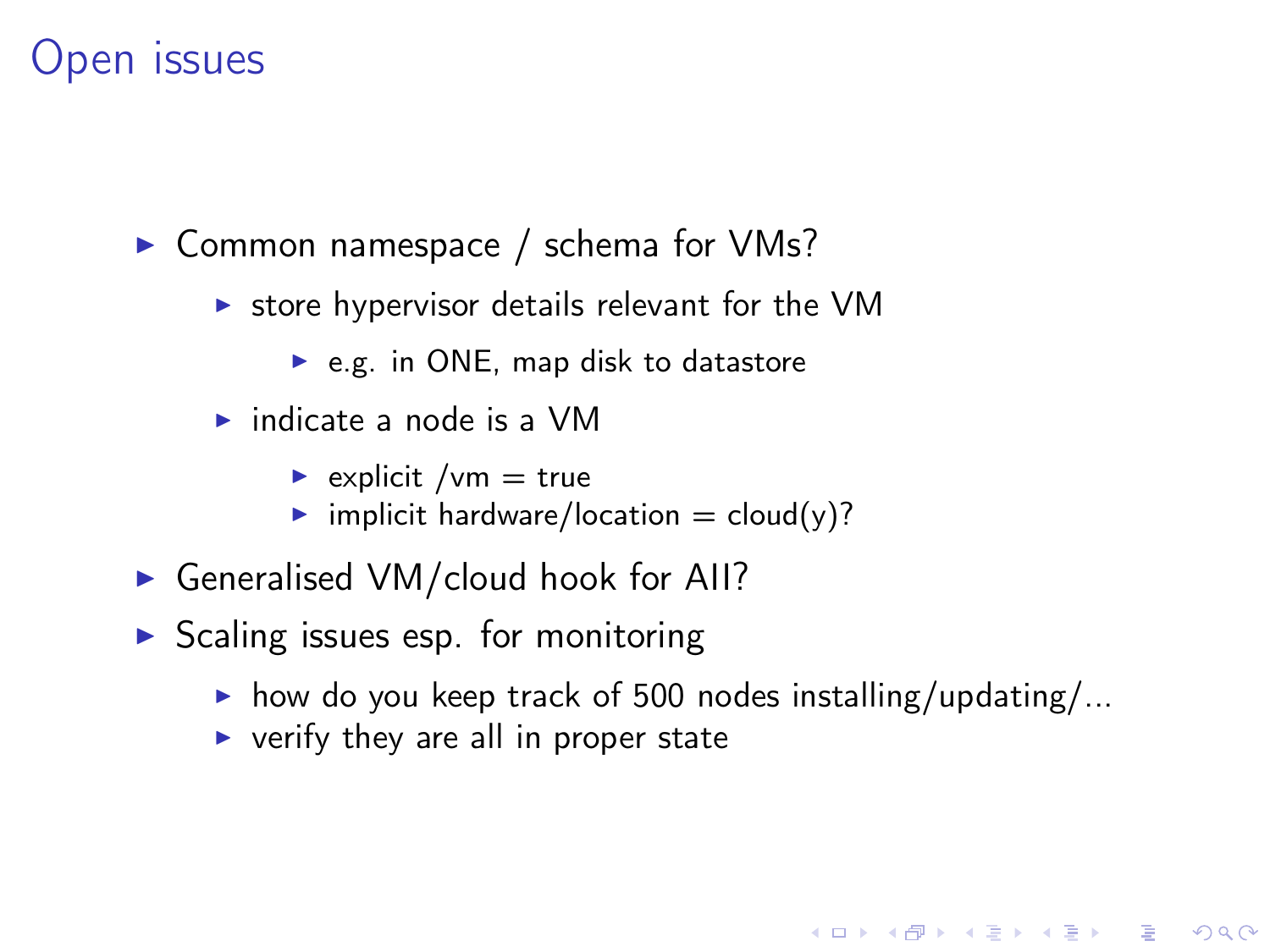# Open issues

- Common namespace / schema for VMs?
  - store hypervisor details relevant for the VM
    - e.g. in ONE, map disk to datastore
  - indicate a node is a VM
    - explicit /vm = true
    - implicit hardware/location = cloud(y)?
- Generalised VM/cloud hook for AII?
- Scaling issues esp. for monitoring
  - how do you keep track of 500 nodes installing/updating/...
  - verify they are all in proper state